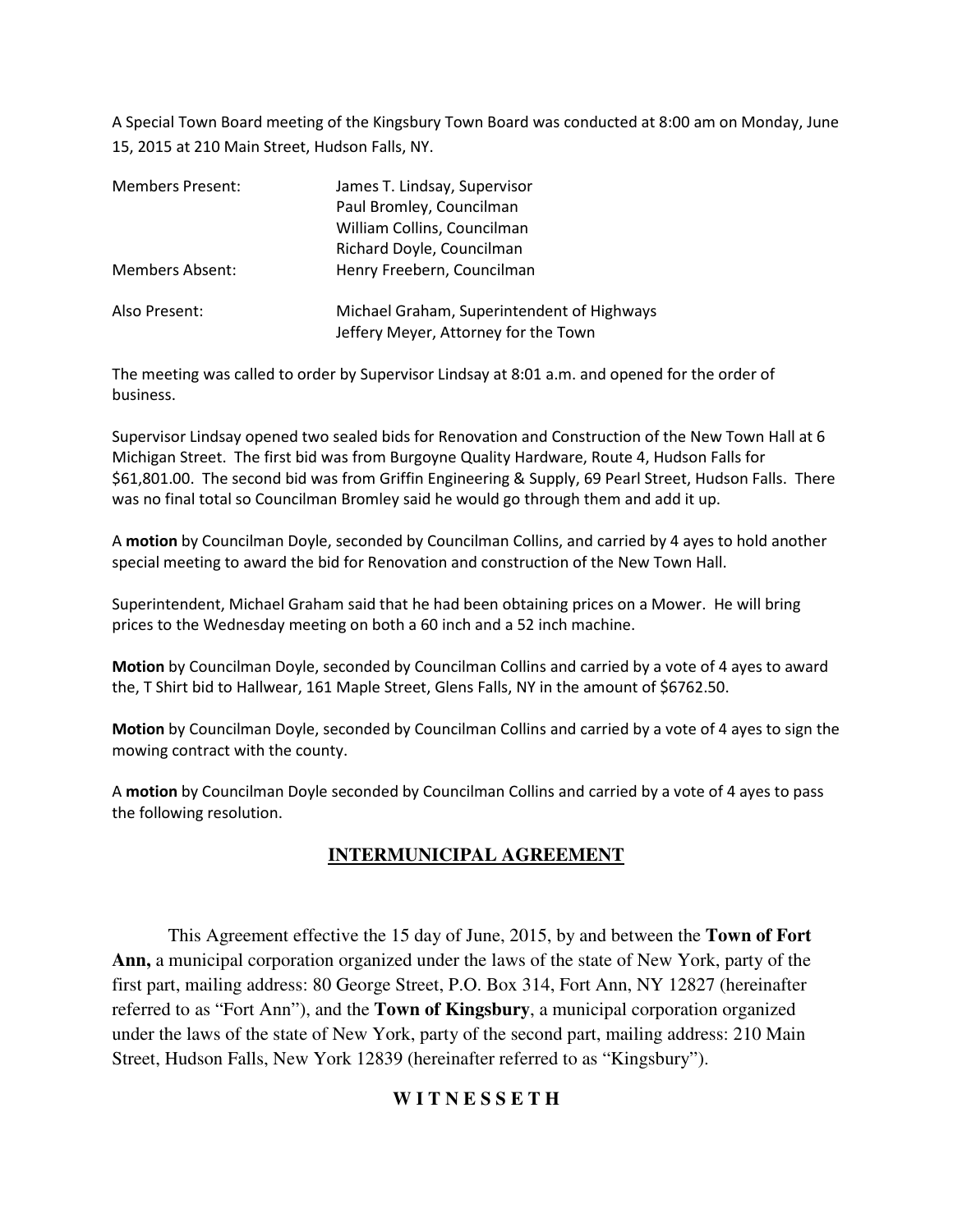A Special Town Board meeting of the Kingsbury Town Board was conducted at 8:00 am on Monday, June 15, 2015 at 210 Main Street, Hudson Falls, NY.

| | |
|---|---|
| Members Present: | James T. Lindsay, Supervisor |
| | Paul Bromley, Councilman |
| | William Collins, Councilman |
| | Richard Doyle, Councilman |
| Members Absent: | Henry Freebern, Councilman |
| Also Present: | Michael Graham, Superintendent of Highways |
| | Jeffery Meyer, Attorney for the Town |

The meeting was called to order by Supervisor Lindsay at 8:01 a.m. and opened for the order of business.

Supervisor Lindsay opened two sealed bids for Renovation and Construction of the New Town Hall at 6 Michigan Street. The first bid was from Burgoyne Quality Hardware, Route 4, Hudson Falls for $61,801.00. The second bid was from Griffin Engineering & Supply, 69 Pearl Street, Hudson Falls. There was no final total so Councilman Bromley said he would go through them and add it up.

A **motion** by Councilman Doyle, seconded by Councilman Collins, and carried by 4 ayes to hold another special meeting to award the bid for Renovation and construction of the New Town Hall.

Superintendent, Michael Graham said that he had been obtaining prices on a Mower. He will bring prices to the Wednesday meeting on both a 60 inch and a 52 inch machine.

**Motion** by Councilman Doyle, seconded by Councilman Collins and carried by a vote of 4 ayes to award the, T Shirt bid to Hallwear, 161 Maple Street, Glens Falls, NY in the amount of $6762.50.

**Motion** by Councilman Doyle, seconded by Councilman Collins and carried by a vote of 4 ayes to sign the mowing contract with the county.

A **motion** by Councilman Doyle seconded by Councilman Collins and carried by a vote of 4 ayes to pass the following resolution.

## INTERMUNICIPAL AGREEMENT

This Agreement effective the 15 day of June, 2015, by and between the **Town of Fort Ann,** a municipal corporation organized under the laws of the state of New York, party of the first part, mailing address: 80 George Street, P.O. Box 314, Fort Ann, NY 12827 (hereinafter referred to as "Fort Ann"), and the **Town of Kingsbury**, a municipal corporation organized under the laws of the state of New York, party of the second part, mailing address: 210 Main Street, Hudson Falls, New York 12839 (hereinafter referred to as "Kingsbury").

**W I T N E S S E T H**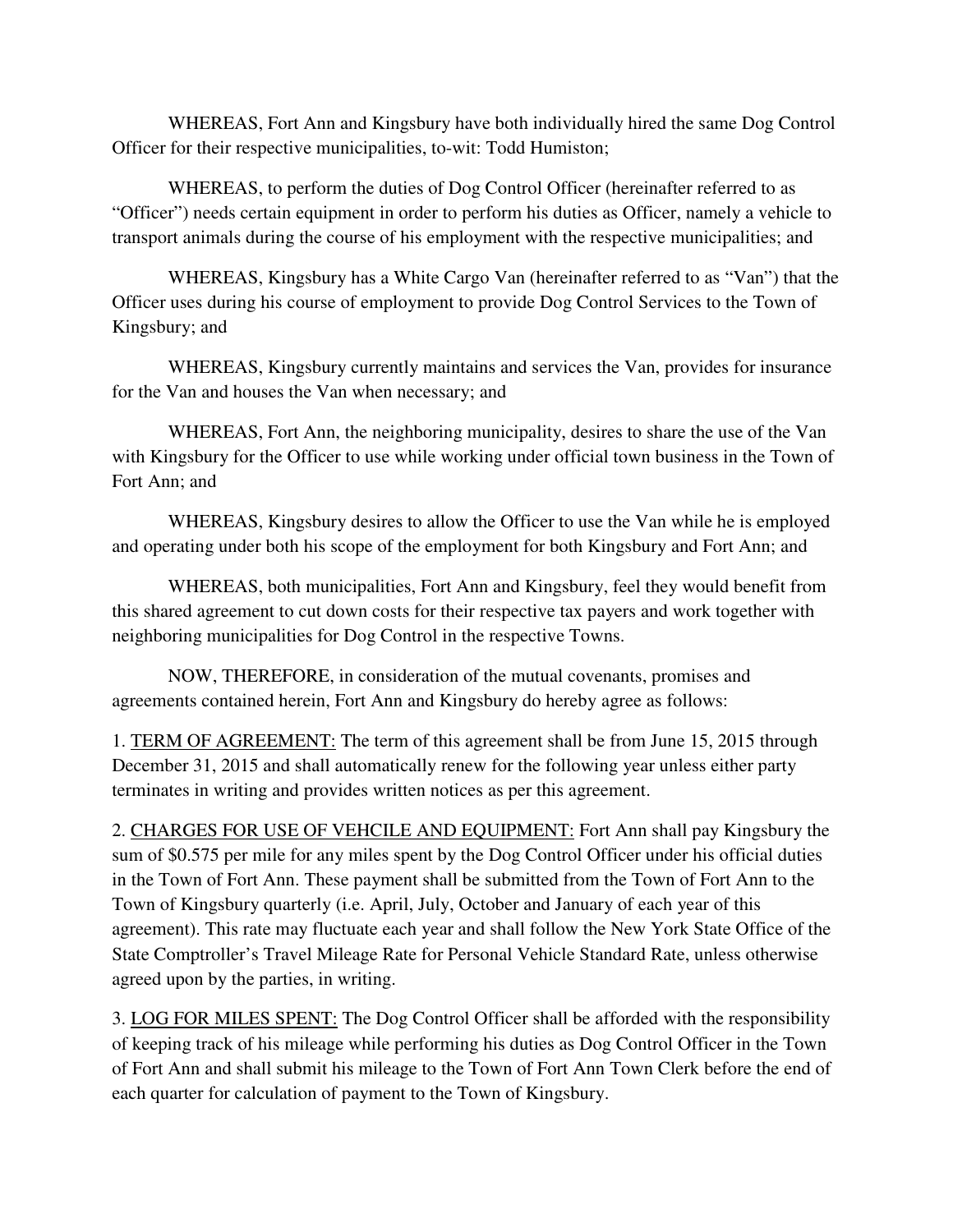WHEREAS, Fort Ann and Kingsbury have both individually hired the same Dog Control Officer for their respective municipalities, to-wit: Todd Humiston;

WHEREAS, to perform the duties of Dog Control Officer (hereinafter referred to as "Officer") needs certain equipment in order to perform his duties as Officer, namely a vehicle to transport animals during the course of his employment with the respective municipalities; and

WHEREAS, Kingsbury has a White Cargo Van (hereinafter referred to as "Van") that the Officer uses during his course of employment to provide Dog Control Services to the Town of Kingsbury; and

WHEREAS, Kingsbury currently maintains and services the Van, provides for insurance for the Van and houses the Van when necessary; and

WHEREAS, Fort Ann, the neighboring municipality, desires to share the use of the Van with Kingsbury for the Officer to use while working under official town business in the Town of Fort Ann; and

WHEREAS, Kingsbury desires to allow the Officer to use the Van while he is employed and operating under both his scope of the employment for both Kingsbury and Fort Ann; and

WHEREAS, both municipalities, Fort Ann and Kingsbury, feel they would benefit from this shared agreement to cut down costs for their respective tax payers and work together with neighboring municipalities for Dog Control in the respective Towns.

NOW, THEREFORE, in consideration of the mutual covenants, promises and agreements contained herein, Fort Ann and Kingsbury do hereby agree as follows:

1. <u>TERM OF AGREEMENT:</u> The term of this agreement shall be from June 15, 2015 through December 31, 2015 and shall automatically renew for the following year unless either party terminates in writing and provides written notices as per this agreement.

2. <u>CHARGES FOR USE OF VEHCILE AND EQUIPMENT:</u> Fort Ann shall pay Kingsbury the sum of $0.575 per mile for any miles spent by the Dog Control Officer under his official duties in the Town of Fort Ann. These payment shall be submitted from the Town of Fort Ann to the Town of Kingsbury quarterly (i.e. April, July, October and January of each year of this agreement). This rate may fluctuate each year and shall follow the New York State Office of the State Comptroller's Travel Mileage Rate for Personal Vehicle Standard Rate, unless otherwise agreed upon by the parties, in writing.

3. <u>LOG FOR MILES SPENT:</u> The Dog Control Officer shall be afforded with the responsibility of keeping track of his mileage while performing his duties as Dog Control Officer in the Town of Fort Ann and shall submit his mileage to the Town of Fort Ann Town Clerk before the end of each quarter for calculation of payment to the Town of Kingsbury.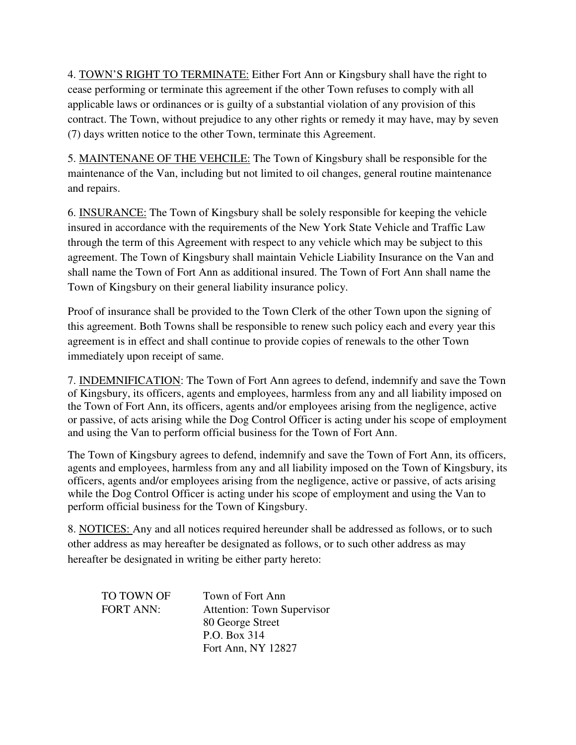4. <u>TOWN'S RIGHT TO TERMINATE:</u> Either Fort Ann or Kingsbury shall have the right to cease performing or terminate this agreement if the other Town refuses to comply with all applicable laws or ordinances or is guilty of a substantial violation of any provision of this contract. The Town, without prejudice to any other rights or remedy it may have, may by seven (7) days written notice to the other Town, terminate this Agreement.

5. <u>MAINTENANE OF THE VEHCILE:</u> The Town of Kingsbury shall be responsible for the maintenance of the Van, including but not limited to oil changes, general routine maintenance and repairs.

6. <u>INSURANCE:</u> The Town of Kingsbury shall be solely responsible for keeping the vehicle insured in accordance with the requirements of the New York State Vehicle and Traffic Law through the term of this Agreement with respect to any vehicle which may be subject to this agreement. The Town of Kingsbury shall maintain Vehicle Liability Insurance on the Van and shall name the Town of Fort Ann as additional insured. The Town of Fort Ann shall name the Town of Kingsbury on their general liability insurance policy.

Proof of insurance shall be provided to the Town Clerk of the other Town upon the signing of this agreement. Both Towns shall be responsible to renew such policy each and every year this agreement is in effect and shall continue to provide copies of renewals to the other Town immediately upon receipt of same.

7. <u>INDEMNIFICATION</u>: The Town of Fort Ann agrees to defend, indemnify and save the Town of Kingsbury, its officers, agents and employees, harmless from any and all liability imposed on the Town of Fort Ann, its officers, agents and/or employees arising from the negligence, active or passive, of acts arising while the Dog Control Officer is acting under his scope of employment and using the Van to perform official business for the Town of Fort Ann.

The Town of Kingsbury agrees to defend, indemnify and save the Town of Fort Ann, its officers, agents and employees, harmless from any and all liability imposed on the Town of Kingsbury, its officers, agents and/or employees arising from the negligence, active or passive, of acts arising while the Dog Control Officer is acting under his scope of employment and using the Van to perform official business for the Town of Kingsbury.

8. <u>NOTICES:</u> Any and all notices required hereunder shall be addressed as follows, or to such other address as may hereafter be designated as follows, or to such other address as may hereafter be designated in writing be either party hereto:

TO TOWN OF FORT ANN:

Town of Fort Ann
Attention: Town Supervisor
80 George Street
P.O. Box 314
Fort Ann, NY 12827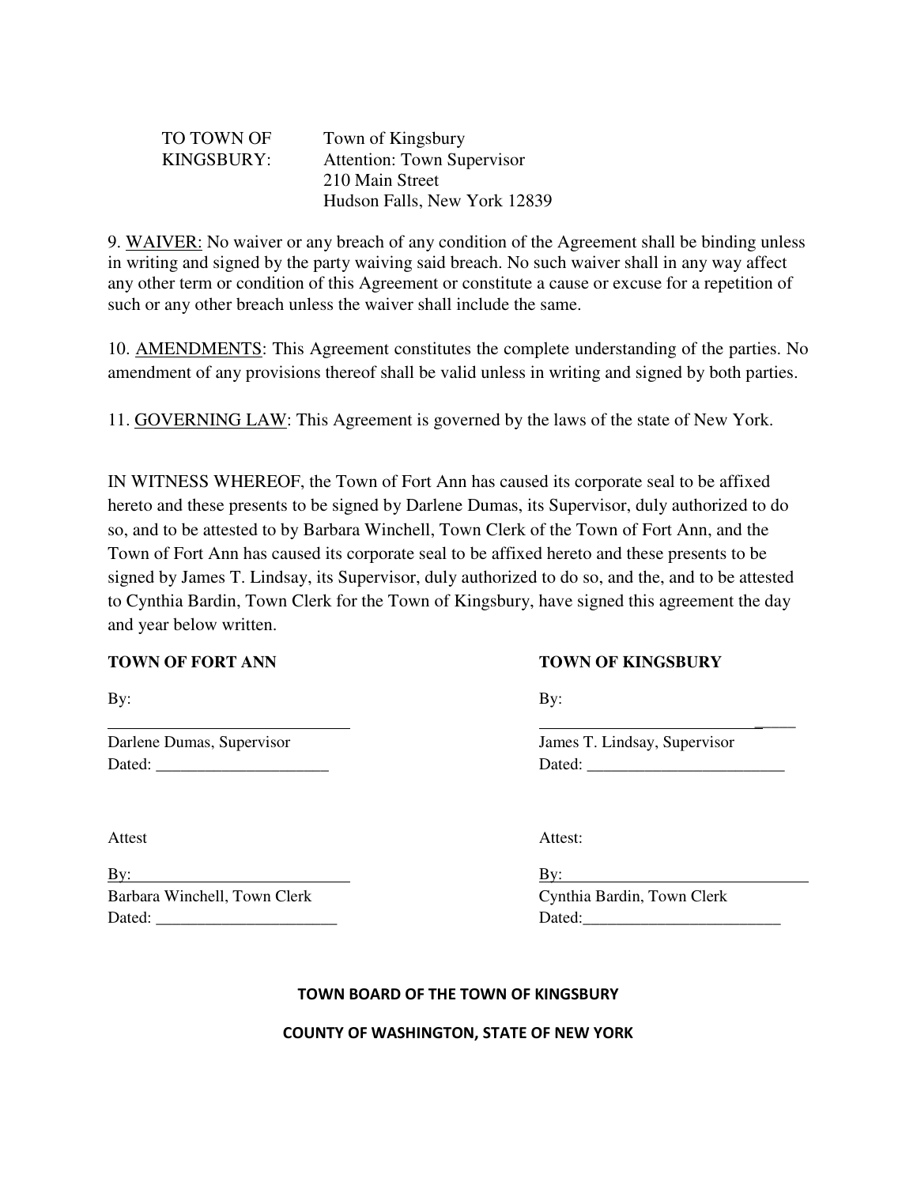TO TOWN OF KINGSBURY: Town of Kingsbury
Attention: Town Supervisor
210 Main Street
Hudson Falls, New York 12839

9. <u>WAIVER:</u> No waiver or any breach of any condition of the Agreement shall be binding unless in writing and signed by the party waiving said breach. No such waiver shall in any way affect any other term or condition of this Agreement or constitute a cause or excuse for a repetition of such or any other breach unless the waiver shall include the same.

10. <u>AMENDMENTS</u>: This Agreement constitutes the complete understanding of the parties. No amendment of any provisions thereof shall be valid unless in writing and signed by both parties.

11. <u>GOVERNING LAW</u>: This Agreement is governed by the laws of the state of New York.

IN WITNESS WHEREOF, the Town of Fort Ann has caused its corporate seal to be affixed hereto and these presents to be signed by Darlene Dumas, its Supervisor, duly authorized to do so, and to be attested to by Barbara Winchell, Town Clerk of the Town of Fort Ann, and the Town of Fort Ann has caused its corporate seal to be affixed hereto and these presents to be signed by James T. Lindsay, its Supervisor, duly authorized to do so, and the, and to be attested to Cynthia Bardin, Town Clerk for the Town of Kingsbury, have signed this agreement the day and year below written.

**TOWN OF FORT ANN**

By:

______________________________
Darlene Dumas, Supervisor
Dated: ____________________

Attest

By: ___________________________
Barbara Winchell, Town Clerk
Dated: _____________________

**TOWN OF KINGSBURY**

By:

______________________________
James T. Lindsay, Supervisor
Dated: ______________________

Attest:

By: ______________________________
Cynthia Bardin, Town Clerk
Dated: ______________________

**TOWN BOARD OF THE TOWN OF KINGSBURY**

**COUNTY OF WASHINGTON, STATE OF NEW YORK**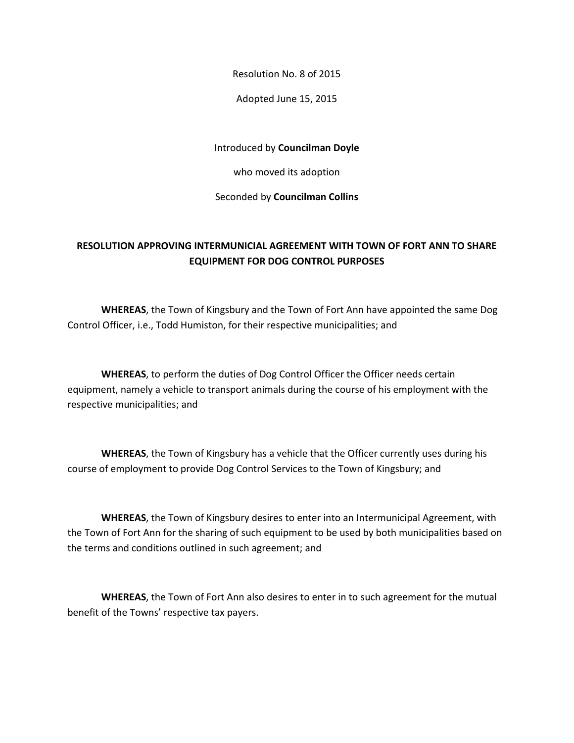Resolution No. 8 of 2015

Adopted June 15, 2015

Introduced by **Councilman Doyle**

who moved its adoption

Seconded by **Councilman Collins**

**RESOLUTION APPROVING INTERMUNICIAL AGREEMENT WITH TOWN OF FORT ANN TO SHARE EQUIPMENT FOR DOG CONTROL PURPOSES**

**WHEREAS**, the Town of Kingsbury and the Town of Fort Ann have appointed the same Dog Control Officer, i.e., Todd Humiston, for their respective municipalities; and

**WHEREAS**, to perform the duties of Dog Control Officer the Officer needs certain equipment, namely a vehicle to transport animals during the course of his employment with the respective municipalities; and

**WHEREAS**, the Town of Kingsbury has a vehicle that the Officer currently uses during his course of employment to provide Dog Control Services to the Town of Kingsbury; and

**WHEREAS**, the Town of Kingsbury desires to enter into an Intermunicipal Agreement, with the Town of Fort Ann for the sharing of such equipment to be used by both municipalities based on the terms and conditions outlined in such agreement; and

**WHEREAS**, the Town of Fort Ann also desires to enter in to such agreement for the mutual benefit of the Towns' respective tax payers.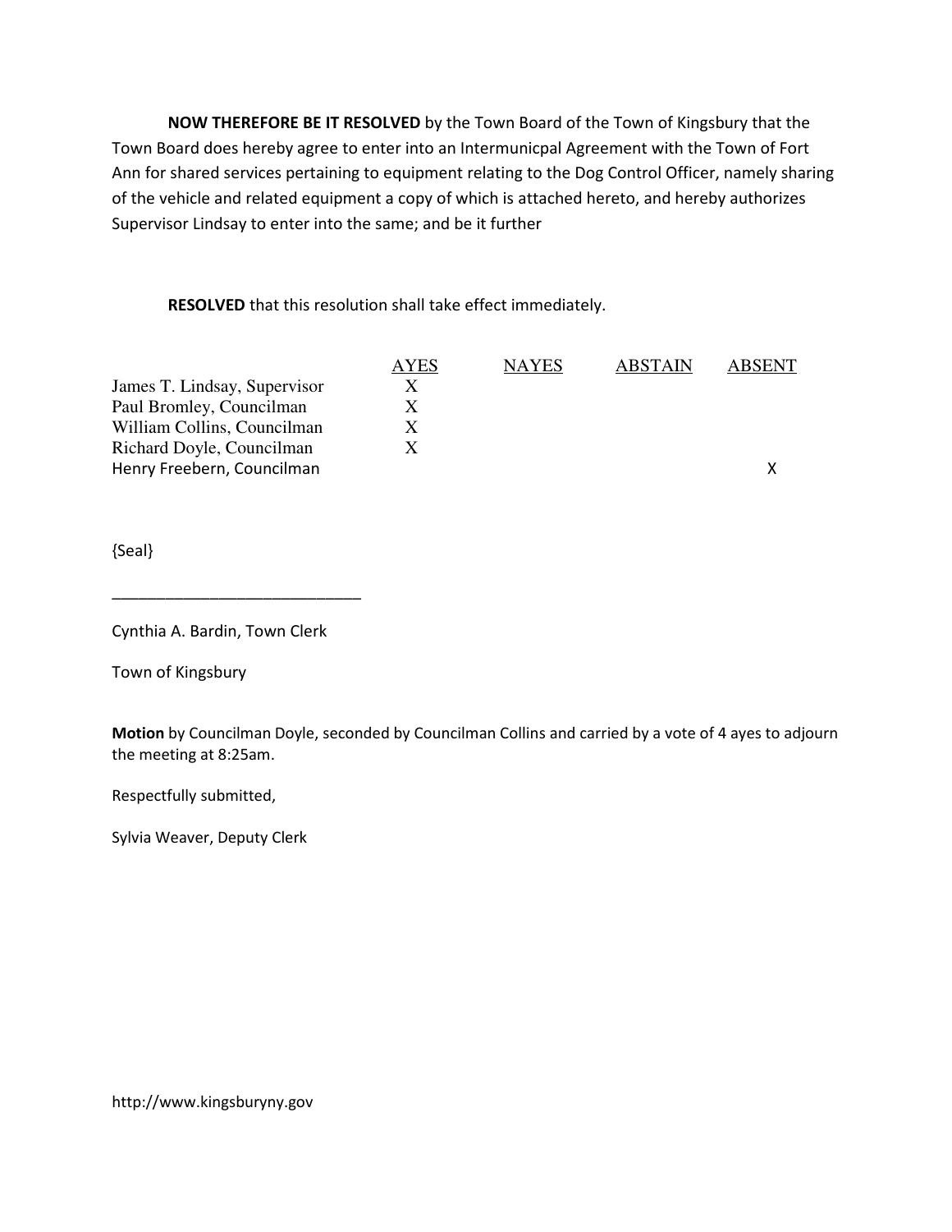**NOW THEREFORE BE IT RESOLVED** by the Town Board of the Town of Kingsbury that the Town Board does hereby agree to enter into an Intermunicpal Agreement with the Town of Fort Ann for shared services pertaining to equipment relating to the Dog Control Officer, namely sharing of the vehicle and related equipment a copy of which is attached hereto, and hereby authorizes Supervisor Lindsay to enter into the same; and be it further

**RESOLVED** that this resolution shall take effect immediately.

| | AYES | NAYES | ABSTAIN | ABSENT |
|---|---|---|---|---|
| James T. Lindsay, Supervisor | X | | | |
| Paul Bromley, Councilman | X | | | |
| William Collins, Councilman | X | | | |
| Richard Doyle, Councilman | X | | | |
| Henry Freebern, Councilman | | | | X |

{Seal}

____________________________

Cynthia A. Bardin, Town Clerk

Town of Kingsbury

**Motion** by Councilman Doyle, seconded by Councilman Collins and carried by a vote of 4 ayes to adjourn the meeting at 8:25am.

Respectfully submitted,

Sylvia Weaver, Deputy Clerk

http://www.kingsburyny.gov